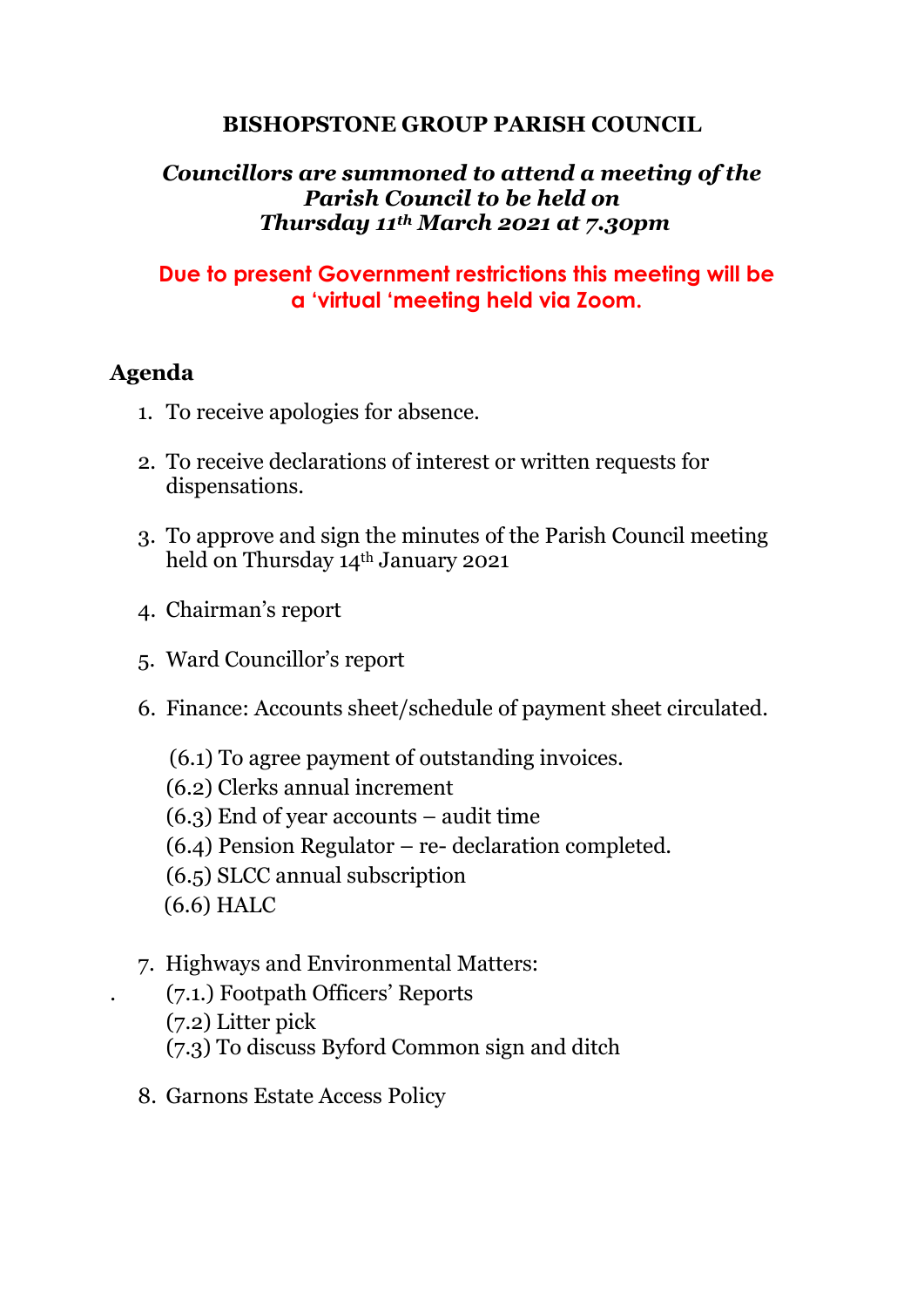# BISHOPSTONE GROUP PARISH COUNCIL

***Councillors are summoned to attend a meeting of the Parish Council to be held on Thursday 11th March 2021 at 7.30pm***

**Due to present Government restrictions this meeting will be a 'virtual 'meeting held via Zoom.**

## Agenda

1. To receive apologies for absence.
2. To receive declarations of interest or written requests for dispensations.
3. To approve and sign the minutes of the Parish Council meeting held on Thursday 14th January 2021
4. Chairman's report
5. Ward Councillor's report
6. Finance: Accounts sheet/schedule of payment sheet circulated.

   (6.1) To agree payment of outstanding invoices.
   (6.2) Clerks annual increment
   (6.3) End of year accounts – audit time
   (6.4) Pension Regulator – re- declaration completed.
   (6.5) SLCC annual subscription
   (6.6) HALC

7. Highways and Environmental Matters:

   (7.1.) Footpath Officers' Reports
   (7.2) Litter pick
   (7.3) To discuss Byford Common sign and ditch

8. Garnons Estate Access Policy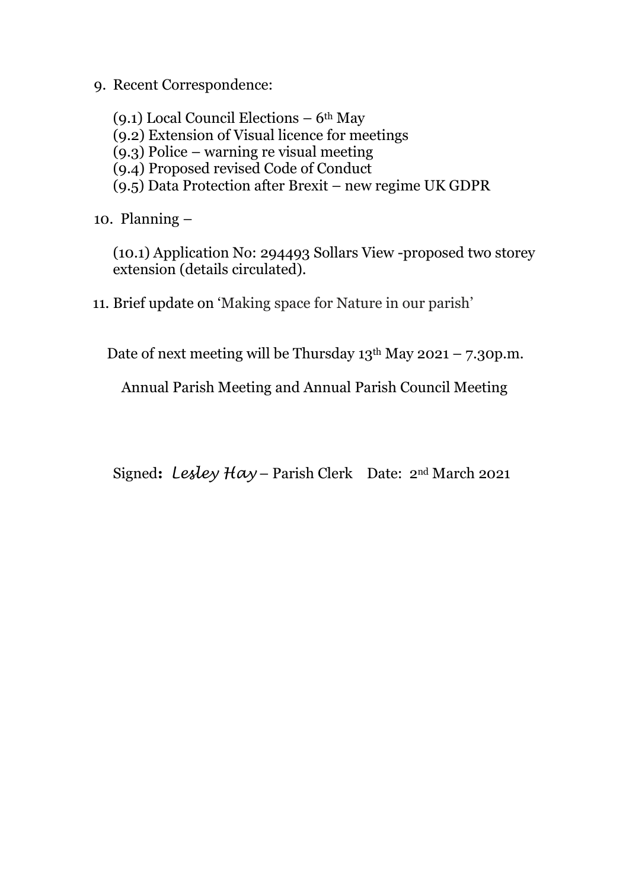9. Recent Correspondence:

   (9.1) Local Council Elections – 6th May
   (9.2) Extension of Visual licence for meetings
   (9.3) Police – warning re visual meeting
   (9.4) Proposed revised Code of Conduct
   (9.5) Data Protection after Brexit – new regime UK GDPR

10. Planning –

   (10.1) Application No: 294493 Sollars View -proposed two storey extension (details circulated).

11. Brief update on 'Making space for Nature in our parish'

Date of next meeting will be Thursday 13th May 2021 – 7.30p.m.

Annual Parish Meeting and Annual Parish Council Meeting

Signed: *Lesley Hay* – Parish Clerk Date: 2nd March 2021